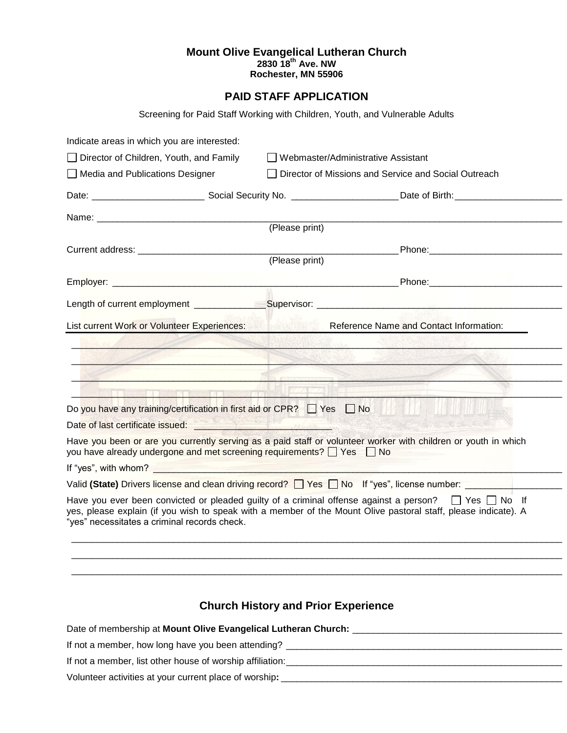**Mount Olive Evangelical Lutheran Church**
**2830 18th Ave. NW**
**Rochester, MN 55906**

## PAID STAFF APPLICATION

Screening for Paid Staff Working with Children, Youth, and Vulnerable Adults

Indicate areas in which you are interested:

☐ Director of Children, Youth, and Family ☐ Webmaster/Administrative Assistant

☐ Media and Publications Designer ☐ Director of Missions and Service and Social Outreach

Date: ______________________ Social Security No. ____________________ Date of Birth: ____________________

Name: ______________________________________________________________________________
(Please print)

Current address: ______________________________________________ Phone: __________________________
(Please print)

Employer: ___________________________________________________ Phone: __________________________

Length of current employment _____________ Supervisor: ______________________________________________

List current Work or Volunteer Experiences: Reference Name and Contact Information:

______________________________________________________________________________________

______________________________________________________________________________________

______________________________________________________________________________________

______________________________________________________________________________________

Do you have any training/certification in first aid or CPR? ☐ Yes ☐ No

Date of last certificate issued: ___________________________

Have you been or are you currently serving as a paid staff or volunteer worker with children or youth in which you have already undergone and met screening requirements? ☐ Yes ☐ No

If "yes", with whom? _________________________________________________________________________

Valid **(State)** Drivers license and clean driving record? ☐ Yes ☐ No If "yes", license number: ________________

Have you ever been convicted or pleaded guilty of a criminal offense against a person? ☐ Yes ☐ No If yes, please explain (if you wish to speak with a member of the Mount Olive pastoral staff, please indicate). A "yes" necessitates a criminal records check.

______________________________________________________________________________________

______________________________________________________________________________________

______________________________________________________________________________________

## Church History and Prior Experience

Date of membership at **Mount Olive Evangelical Lutheran Church:** ________________________________________

If not a member, how long have you been attending? ______________________________________________________

If not a member, list other house of worship affiliation: ____________________________________________________

Volunteer activities at your current place of worship**:** _____________________________________________________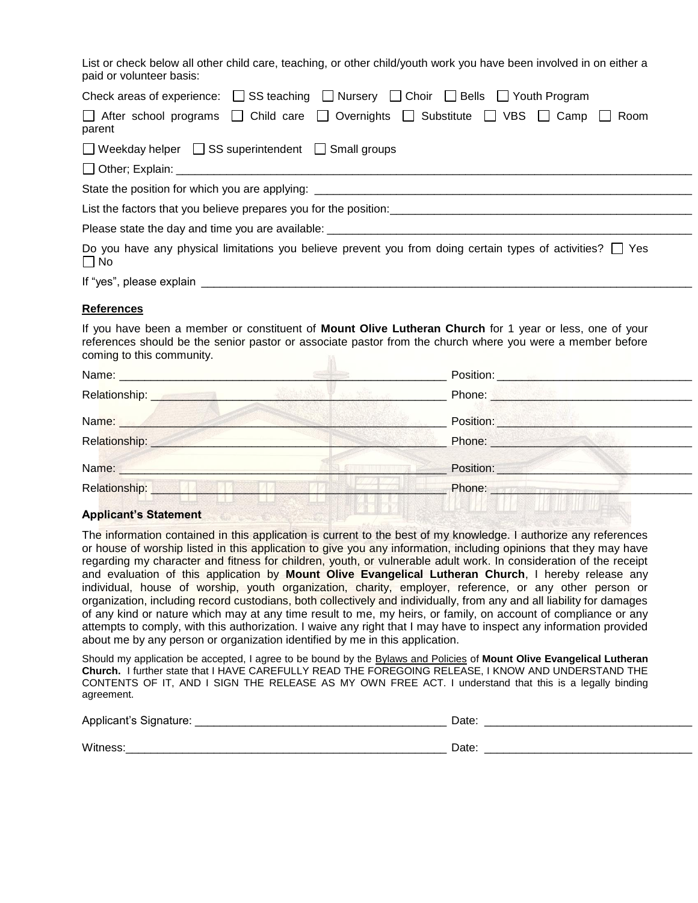List or check below all other child care, teaching, or other child/youth work you have been involved in on either a paid or volunteer basis:

Check areas of experience: ☐ SS teaching ☐ Nursery ☐ Choir ☐ Bells ☐ Youth Program

☐ After school programs ☐ Child care ☐ Overnights ☐ Substitute ☐ VBS ☐ Camp ☐ Room parent

☐ Weekday helper ☐ SS superintendent ☐ Small groups

☐ Other; Explain: ______________________________________________________________________________

State the position for which you are applying: ______________________________________________________

List the factors that you believe prepares you for the position:_________________________________________

Please state the day and time you are available: ____________________________________________________

Do you have any physical limitations you believe prevent you from doing certain types of activities? ☐ Yes ☐ No

If "yes", please explain ___________________________________________________________________________

## References

If you have been a member or constituent of **Mount Olive Lutheran Church** for 1 year or less, one of your references should be the senior pastor or associate pastor from the church where you were a member before coming to this community.

Name: ______________________________________________ Position: ___________________________

Relationship: ________________________________________ Phone: _____________________________

Name: ______________________________________________ Position: ___________________________

Relationship: ________________________________________ Phone: _____________________________

Name: ______________________________________________ Position: ___________________________

Relationship: ________________________________________ Phone: _____________________________

## Applicant's Statement

The information contained in this application is current to the best of my knowledge. I authorize any references or house of worship listed in this application to give you any information, including opinions that they may have regarding my character and fitness for children, youth, or vulnerable adult work. In consideration of the receipt and evaluation of this application by **Mount Olive Evangelical Lutheran Church**, I hereby release any individual, house of worship, youth organization, charity, employer, reference, or any other person or organization, including record custodians, both collectively and individually, from any and all liability for damages of any kind or nature which may at any time result to me, my heirs, or family, on account of compliance or any attempts to comply, with this authorization. I waive any right that I may have to inspect any information provided about me by any person or organization identified by me in this application.

Should my application be accepted, I agree to be bound by the Bylaws and Policies of **Mount Olive Evangelical Lutheran Church.** I further state that I HAVE CAREFULLY READ THE FOREGOING RELEASE, I KNOW AND UNDERSTAND THE CONTENTS OF IT, AND I SIGN THE RELEASE AS MY OWN FREE ACT. I understand that this is a legally binding agreement.

Applicant's Signature: ______________________________________ Date: ______________________________

Witness:___________________________________________________ Date: ______________________________